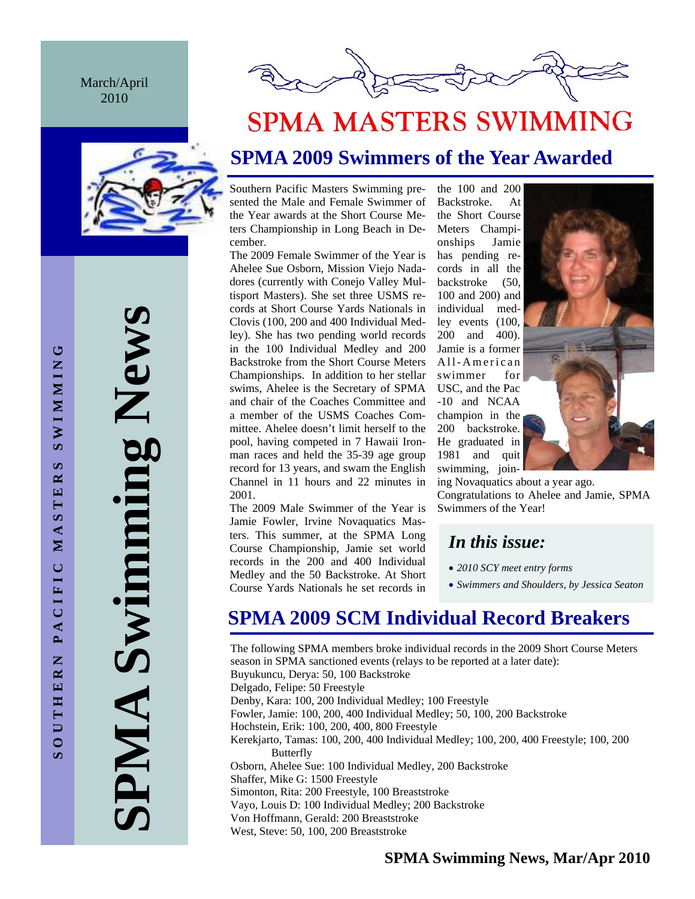March/April 2010

# SPMA MASTERS SWIMMING

SPMA Swimming News

SOUTHERN PACIFIC MASTERS SWIMMING

## SPMA 2009 Swimmers of the Year Awarded

Southern Pacific Masters Swimming presented the Male and Female Swimmer of the Year awards at the Short Course Meters Championship in Long Beach in December.

The 2009 Female Swimmer of the Year is Ahelee Sue Osborn, Mission Viejo Nadadores (currently with Conejo Valley Multisport Masters). She set three USMS records at Short Course Yards Nationals in Clovis (100, 200 and 400 Individual Medley). She has two pending world records in the 100 Individual Medley and 200 Backstroke from the Short Course Meters Championships. In addition to her stellar swims, Ahelee is the Secretary of SPMA and chair of the Coaches Committee and a member of the USMS Coaches Committee. Ahelee doesn't limit herself to the pool, having competed in 7 Hawaii Ironman races and held the 35-39 age group record for 13 years, and swam the English Channel in 11 hours and 22 minutes in 2001.

The 2009 Male Swimmer of the Year is Jamie Fowler, Irvine Novaquatics Masters. This summer, at the SPMA Long Course Championship, Jamie set world records in the 200 and 400 Individual Medley and the 50 Backstroke. At Short Course Yards Nationals he set records in the 100 and 200 Backstroke. At the Short Course Meters Championships Jamie has pending records in all the backstroke (50, 100 and 200) and individual medley events (100, 200 and 400). Jamie is a former All-American swimmer for USC, and the Pac-10 and NCAA champion in the 200 backstroke. He graduated in 1981 and quit swimming, joining Novaquatics about a year ago.

Congratulations to Ahelee and Jamie, SPMA Swimmers of the Year!

### *In this issue:*

- *2010 SCY meet entry forms*
- *Swimmers and Shoulders, by Jessica Seaton*

## SPMA 2009 SCM Individual Record Breakers

The following SPMA members broke individual records in the 2009 Short Course Meters season in SPMA sanctioned events (relays to be reported at a later date):

Buyukuncu, Derya: 50, 100 Backstroke
Delgado, Felipe: 50 Freestyle
Denby, Kara: 100, 200 Individual Medley; 100 Freestyle
Fowler, Jamie: 100, 200, 400 Individual Medley; 50, 100, 200 Backstroke
Hochstein, Erik: 100, 200, 400, 800 Freestyle
Kerekjarto, Tamas: 100, 200, 400 Individual Medley; 100, 200, 400 Freestyle; 100, 200 Butterfly
Osborn, Ahelee Sue: 100 Individual Medley, 200 Backstroke
Shaffer, Mike G: 1500 Freestyle
Simonton, Rita: 200 Freestyle, 100 Breaststroke
Vayo, Louis D: 100 Individual Medley; 200 Backstroke
Von Hoffmann, Gerald: 200 Breaststroke
West, Steve: 50, 100, 200 Breaststroke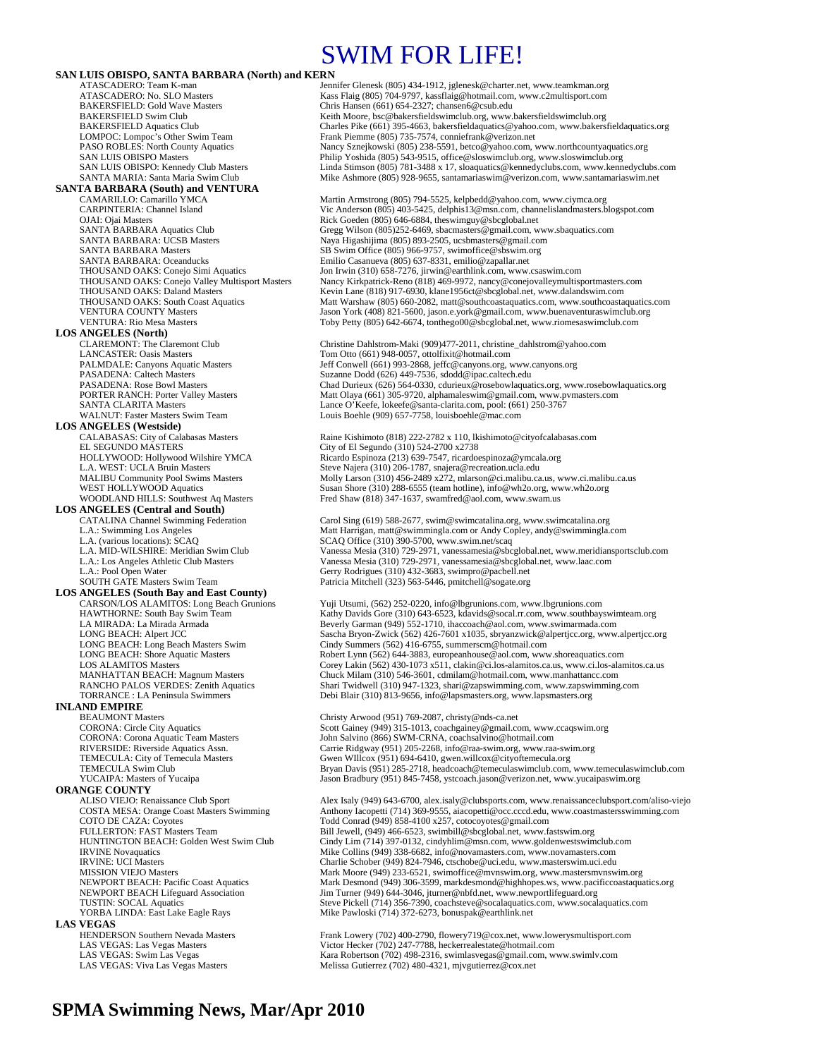# SWIM FOR LIFE!

**SAN LUIS OBISPO, SANTA BARBARA (North) and KERN**

| | |
|---|---|
| ATASCADERO: Team K-man | Jennifer Glenesk (805) 434-1912, jglenesk@charter.net, www.teamkman.org |
| ATASCADERO: No. SLO Masters | Kass Flaig (805) 704-9797, kassflaig@hotmail.com, www.c2multisport.com |
| BAKERSFIELD: Gold Wave Masters | Chris Hansen (661) 654-2327; chansen6@csub.edu |
| BAKERSFIELD Swim Club | Keith Moore, bsc@bakersfieldswimclub.org, www.bakersfieldswimclub.org |
| BAKERSFIELD Aquatics Club | Charles Pike (661) 395-4663, bakersfieldaquatics@yahoo.com, www.bakersfieldaquatics.org |
| LOMPOC: Lompoc's Other Swim Team | Frank Piemme (805) 735-7574, conniefrank@verizon.net |
| PASO ROBLES: North County Aquatics | Nancy Sznejkowski (805) 238-5591, betco@yahoo.com, www.northcountyaquatics.org |
| SAN LUIS OBISPO Masters | Philip Yoshida (805) 543-9515, office@sloswimclub.org, www.sloswimclub.org |
| SAN LUIS OBISPO: Kennedy Club Masters | Linda Stimson (805) 781-3488 x 17, sloaquatics@kennedyclubs.com, www.kennedyclubs.com |
| SANTA MARIA: Santa Maria Swim Club | Mike Ashmore (805) 928-9655, santamariaswim@verizon.com, www.santamariaswim.net |

**SANTA BARBARA (South) and VENTURA**

| | |
|---|---|
| CAMARILLO: Camarillo YMCA | Martin Armstrong (805) 794-5525, kelpbedd@yahoo.com, www.ciymca.org |
| CARPINTERIA: Channel Island | Vic Anderson (805) 403-5425, delphis13@msn.com, channelislandmasters.blogspot.com |
| OJAI: Ojai Masters | Rick Goeden (805) 646-6884, theswimguy@sbcglobal.net |
| SANTA BARBARA Aquatics Club | Gregg Wilson (805)252-6469, sbacmasters@gmail.com, www.sbaquatics.com |
| SANTA BARBARA: UCSB Masters | Naya Higashijima (805) 893-2505, ucsbmasters@gmail.com |
| SANTA BARBARA Masters | SB Swim Office (805) 966-9757, swimoffice@sbswim.org |
| SANTA BARBARA: Oceanducks | Emilio Casanueva (805) 637-8331, emilio@zapallar.net |
| THOUSAND OAKS: Conejo Simi Aquatics | Jon Irwin (310) 658-7276, jirwin@earthlink.com, www.csaswim.com |
| THOUSAND OAKS: Conejo Valley Multisport Masters | Nancy Kirkpatrick-Reno (818) 469-9972, nancy@conejovalleymultisportmasters.com |
| THOUSAND OAKS: Daland Masters | Kevin Lane (818) 917-6930, klane1956ct@sbcglobal.net, www.dalandswim.com |
| THOUSAND OAKS: South Coast Aquatics | Matt Warshaw (805) 660-2082, matt@southcoastaquatics.com, www.southcoastaquatics.com |
| VENTURA COUNTY Masters | Jason York (408) 821-5600, jason.e.york@gmail.com, www.buenaventuraswimclub.org |
| VENTURA: Rio Mesa Masters | Toby Petty (805) 642-6674, tonthego00@sbcglobal.net, www.riomesaswimclub.com |

**LOS ANGELES (North)**

| | |
|---|---|
| CLAREMONT: The Claremont Club | Christine Dahlstrom-Maki (909)477-2011, christine_dahlstrom@yahoo.com |
| LANCASTER: Oasis Masters | Tom Otto (661) 948-0057, ottolfixit@hotmail.com |
| PALMDALE: Canyons Aquatic Masters | Jeff Conwell (661) 993-2868, jeffc@canyons.org, www.canyons.org |
| PASADENA: Caltech Masters | Suzanne Dodd (626) 449-7536, sdodd@ipac.caltech.edu |
| PASADENA: Rose Bowl Masters | Chad Durieux (626) 564-0330, cdurieux@rosebowlaquatics.org, www.rosebowlaquatics.org |
| PORTER RANCH: Porter Valley Masters | Matt Olaya (661) 305-9720, alphamaleswim@gmail.com, www.pvmasters.com |
| SANTA CLARITA Masters | Lance O'Keefe, lokeefe@santa-clarita.com, pool: (661) 250-3767 |
| WALNUT: Faster Masters Swim Team | Louis Boehle (909) 657-7758, louisboehle@mac.com |

**LOS ANGELES (Westside)**

| | |
|---|---|
| CALABASAS: City of Calabasas Masters | Raine Kishimoto (818) 222-2782 x 110, lkishimoto@cityofcalabasas.com |
| EL SEGUNDO MASTERS | City of El Segundo (310) 524-2700 x2738 |
| HOLLYWOOD: Hollywood Wilshire YMCA | Ricardo Espinoza (213) 639-7547, ricardoespinoza@ymcala.org |
| L.A. WEST: UCLA Bruin Masters | Steve Najera (310) 206-1787, snajera@recreation.ucla.edu |
| MALIBU Community Pool Swims Masters | Molly Larson (310) 456-2489 x272, mlarson@ci.malibu.ca.us, www.ci.malibu.ca.us |
| WEST HOLLYWOOD Aquatics | Susan Shore (310) 288-6555 (team hotline), info@wh2o.org, www.wh2o.org |
| WOODLAND HILLS: Southwest Aq Masters | Fred Shaw (818) 347-1637, swamfred@aol.com, www.swam.us |

**LOS ANGELES (Central and South)**

| | |
|---|---|
| CATALINA Channel Swimming Federation | Carol Sing (619) 588-2677, swim@swimcatalina.org, www.swimcatalina.org |
| L.A.: Swimming Los Angeles | Matt Harrigan, matt@swimmingla.com or Andy Copley, andy@swimmingla.com |
| L.A. (various locations): SCAQ | SCAQ Office (310) 390-5700, www.swim.net/scaq |
| L.A. MID-WILSHIRE: Meridian Swim Club | Vanessa Mesia (310) 729-2971, vanessamesia@sbcglobal.net, www.meridiansportsclub.com |
| L.A.: Los Angeles Athletic Club Masters | Vanessa Mesia (310) 729-2971, vanessamesia@sbcglobal.net, www.laac.com |
| L.A.: Pool Open Water | Gerry Rodrigues (310) 432-3683, swimpro@pacbell.net |
| SOUTH GATE Masters Swim Team | Patricia Mitchell (323) 563-5446, pmitchell@sogate.org |

**LOS ANGELES (South Bay and East County)**

| | |
|---|---|
| CARSON/LOS ALAMITOS: Long Beach Grunions | Yuji Utsumi, (562) 252-0220, info@lbgrunions.com, www.lbgrunions.com |
| HAWTHORNE: South Bay Swim Team | Kathy Davids Gore (310) 643-6523, kdavids@socal.rr.com, www.southbayswimteam.org |
| LA MIRADA: La Mirada Armada | Beverly Garman (949) 552-1710, ihaccoach@aol.com, www.swimarmada.com |
| LONG BEACH: Alpert JCC | Sascha Bryon-Zwick (562) 426-7601 x1035, sbryanzwick@alpertjcc.org, www.alpertjcc.org |
| LONG BEACH: Long Beach Masters Swim | Cindy Summers (562) 416-6755, summerscm@hotmail.com |
| LONG BEACH: Shore Aquatic Masters | Robert Lynn (562) 644-3883, europeanhouse@aol.com, www.shoreaquatics.com |
| LOS ALAMITOS Masters | Corey Lakin (562) 430-1073 x511, clakin@ci.los-alamitos.ca.us, www.ci.los-alamitos.ca.us |
| MANHATTAN BEACH: Magnum Masters | Chuck Milam (310) 546-3601, cdmilam@hotmail.com, www.manhattancc.com |
| RANCHO PALOS VERDES: Zenith Aquatics | Shari Twidwell (310) 947-1323, shari@zapswimming.com, www.zapswimming.com |
| TORRANCE : LA Peninsula Swimmers | Debi Blair (310) 813-9656, info@lapsmasters.org, www.lapsmasters.org |

**INLAND EMPIRE**

| | |
|---|---|
| BEAUMONT Masters | Christy Arwood (951) 769-2087, christy@nds-ca.net |
| CORONA: Circle City Aquatics | Scott Gainey (949) 315-1013, coachgainey@gmail.com, www.ccaqswim.org |
| CORONA: Corona Aquatic Team Masters | John Salvino (866) SWM-CRNA, coachsalvino@hotmail.com |
| RIVERSIDE: Riverside Aquatics Assn. | Carrie Ridgway (951) 205-2268, info@raa-swim.org, www.raa-swim.org |
| TEMECULA: City of Temecula Masters | Gwen WIllcox (951) 694-6410, gwen.willcox@cityoftemecula.org |
| TEMECULA Swim Club | Bryan Davis (951) 285-2718, headcoach@temeculaswimclub.com, www.temeculaswimclub.com |
| YUCAIPA: Masters of Yucaipa | Jason Bradbury (951) 845-7458, ystcoach.jason@verizon.net, www.yucaipaswim.org |

**ORANGE COUNTY**

| | |
|---|---|
| ALISO VIEJO: Renaissance Club Sport | Alex Isaly (949) 643-6700, alex.isaly@clubsports.com, www.renaissanceclubsport.com/aliso-viejo |
| COSTA MESA: Orange Coast Masters Swimming | Anthony Iacopetti (714) 369-9555, aiacopetti@occ.cccd.edu, www.coastmastersswimming.com |
| COTO DE CAZA: Coyotes | Todd Conrad (949) 858-4100 x257, cotocoyotes@gmail.com |
| FULLERTON: FAST Masters Team | Bill Jewell, (949) 466-6523, swimbill@sbcglobal.net, www.fastswim.org |
| HUNTINGTON BEACH: Golden West Swim Club | Cindy Lim (714) 397-0132, cindyhlim@msn.com, www.goldenwestswimclub.com |
| IRVINE Novaquatics | Mike Collins (949) 338-6682, info@novamasters.com, www.novamasters.com |
| IRVINE: UCI Masters | Charlie Schober (949) 824-7946, ctschobe@uci.edu, www.masterswim.uci.edu |
| MISSION VIEJO Masters | Mark Moore (949) 233-6521, swimoffice@mvnswim.org, www.mastersmvnswim.org |
| NEWPORT BEACH: Pacific Coast Aquatics | Mark Desmond (949) 306-3599, markdesmond@highhopes.ws, www.pacificcoastaquatics.org |
| NEWPORT BEACH Lifeguard Association | Jim Turner (949) 644-3046, jturner@nbfd.net, www.newportlifeguard.org |
| TUSTIN: SOCAL Aquatics | Steve Pickell (714) 356-7390, coachsteve@socalaquatics.com, www.socalaquatics.com |
| YORBA LINDA: East Lake Eagle Rays | Mike Pawloski (714) 372-6273, bonuspak@earthlink.net |

**LAS VEGAS**

| | |
|---|---|
| HENDERSON Southern Nevada Masters | Frank Lowery (702) 400-2790, flowery719@cox.net, www.lowerysmultisport.com |
| LAS VEGAS: Las Vegas Masters | Victor Hecker (702) 247-7788, heckerrealestate@hotmail.com |
| LAS VEGAS: Swim Las Vegas | Kara Robertson (702) 498-2316, swimlasvegas@gmail.com, www.swimlv.com |
| LAS VEGAS: Viva Las Vegas Masters | Melissa Gutierrez (702) 480-4321, mjvgutierrez@cox.net |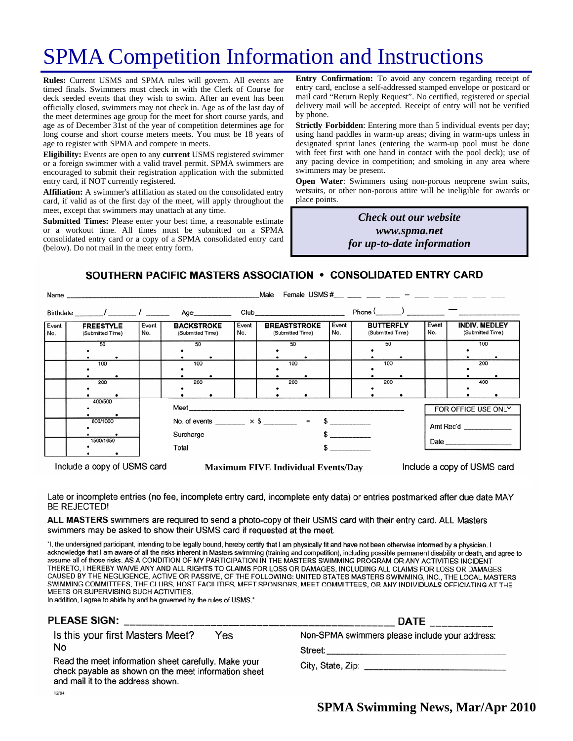# SPMA Competition Information and Instructions

**Rules:** Current USMS and SPMA rules will govern. All events are timed finals. Swimmers must check in with the Clerk of Course for deck seeded events that they wish to swim. After an event has been officially closed, swimmers may not check in. Age as of the last day of the meet determines age group for the meet for short course yards, and age as of December 31st of the year of competition determines age for long course and short course meters meets. You must be 18 years of age to register with SPMA and compete in meets.

**Eligibility:** Events are open to any **current** USMS registered swimmer or a foreign swimmer with a valid travel permit. SPMA swimmers are encouraged to submit their registration application with the submitted entry card, if NOT currently registered.

**Affiliation:** A swimmer's affiliation as stated on the consolidated entry card, if valid as of the first day of the meet, will apply throughout the meet, except that swimmers may unattach at any time.

**Submitted Times:** Please enter your best time, a reasonable estimate or a workout time. All times must be submitted on a SPMA consolidated entry card or a copy of a SPMA consolidated entry card (below). Do not mail in the meet entry form.

**Entry Confirmation:** To avoid any concern regarding receipt of entry card, enclose a self-addressed stamped envelope or postcard or mail card "Return Reply Request". No certified, registered or special delivery mail will be accepted. Receipt of entry will not be verified by phone.

**Strictly Forbidden**: Entering more than 5 individual events per day; using hand paddles in warm-up areas; diving in warm-ups unless in designated sprint lanes (entering the warm-up pool must be done with feet first with one hand in contact with the pool deck); use of any pacing device in competition; and smoking in any area where swimmers may be present.

**Open Water**: Swimmers using non-porous neoprene swim suits, wetsuits, or other non-porous attire will be ineligible for awards or place points.

***Check out our website***
***www.spma.net***
***for up-to-date information***

## SOUTHERN PACIFIC MASTERS ASSOCIATION • CONSOLIDATED ENTRY CARD

Name ______________________ Male Female USMS # ___ ___ ___ ___ – ___ ___ ___ ___ ___

Birthdate ____/____/____ Age______ Club______________ Phone (____) ________ — __________

| Event No. | FREESTYLE (Submitted Time) | Event No. | BACKSTROKE (Submitted Time) | Event No. | BREASTSTROKE (Submitted Time) | Event No. | BUTTERFLY (Submitted Time) | Event No. | INDIV. MEDLEY (Submitted Time) |
|---|---|---|---|---|---|---|---|---|---|
| | 50 | | 50 | | 50 | | 50 | | 100 |
| | 100 | | 100 | | 100 | | 100 | | 200 |
| | 200 | | 200 | | 200 | | 200 | | 400 |
| | 400/500 | | | | | | | | |
| | 800/1000 | | | | | | | | |
| | 1500/1650 | | | | | | | | |

Meet ______________________________

No. of events ______ × $ ______ = $ ________

Surcharge $ ________

Total $ ________

FOR OFFICE USE ONLY

Amt Rec'd __________

Date __________

Include a copy of USMS card — **Maximum FIVE Individual Events/Day** — Include a copy of USMS card

Late or incomplete entries (no fee, incomplete entry card, incomplete enty data) or entries postmarked after due date MAY BE REJECTED!

**ALL MASTERS** swimmers are required to send a photo-copy of their USMS card with their entry card. ALL Masters swimmers may be asked to show their USMS card if requested at the meet.

"I, the undersigned participant, intending to be legally bound, hereby certify that I am physically fit and have not been otherwise informed by a physician. I acknowledge that I am aware of all the risks inherent in Masters swimming (training and competition), including possible permanent disability or death, and agree to assume all of those risks. AS A CONDITION OF MY PARTICIPATION IN THE MASTERS SWIMMING PROGRAM OR ANY ACTIVITIES INCIDENT THERETO, I HEREBY WAIVE ANY AND ALL RIGHTS TO CLAIMS FOR LOSS OR DAMAGES, INCLUDING ALL CLAIMS FOR LOSS OR DAMAGES CAUSED BY THE NEGLIGENCE, ACTIVE OR PASSIVE, OF THE FOLLOWING: UNITED STATES MASTERS SWIMMING, INC., THE LOCAL MASTERS SWIMMING COMMITTEES, THE CLUBS, HOST FACILITIES, MEET SPONSORS, MEET COMMITTEES, OR ANY INDIVIDUALS OFFICIATING AT THE MEETS OR SUPERVISING SUCH ACTIVITIES.
In addition, I agree to abide by and be governed by the rules of USMS."

**PLEASE SIGN:** ______________________________ **DATE** __________

Is this your first Masters Meet? Yes No

Read the meet information sheet carefully. Make your check payable as shown on the meet information sheet and mail it to the address shown.

Non-SPMA swimmers please include your address:

Street: ______________________________

City, State, Zip: ______________________________

12/94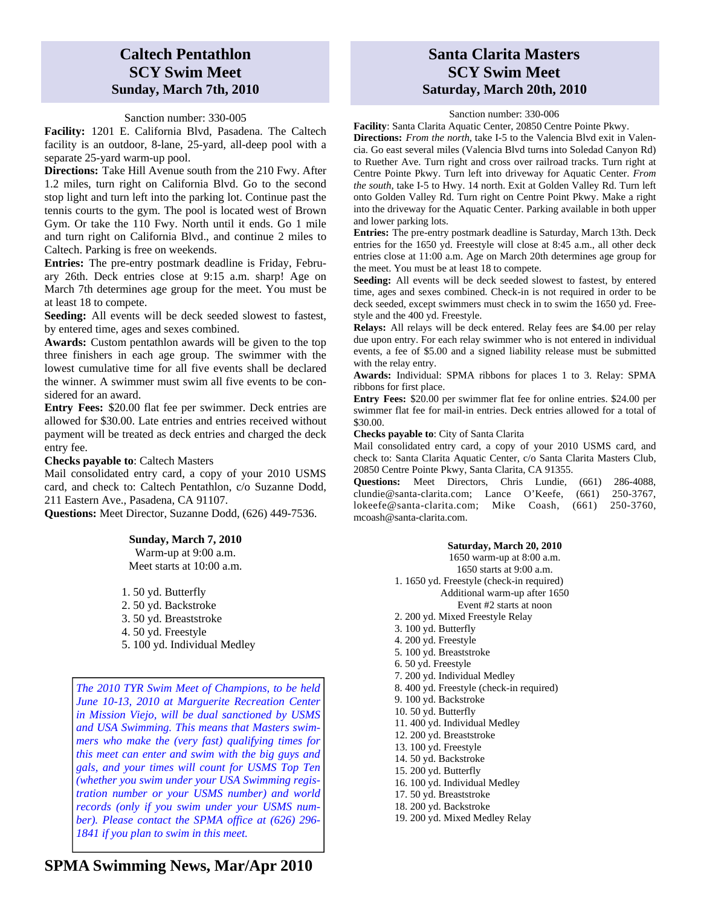# Caltech Pentathlon SCY Swim Meet
## Sunday, March 7th, 2010

Sanction number: 330-005

**Facility:** 1201 E. California Blvd, Pasadena. The Caltech facility is an outdoor, 8-lane, 25-yard, all-deep pool with a separate 25-yard warm-up pool.

**Directions:** Take Hill Avenue south from the 210 Fwy. After 1.2 miles, turn right on California Blvd. Go to the second stop light and turn left into the parking lot. Continue past the tennis courts to the gym. The pool is located west of Brown Gym. Or take the 110 Fwy. North until it ends. Go 1 mile and turn right on California Blvd., and continue 2 miles to Caltech. Parking is free on weekends.

**Entries:** The pre-entry postmark deadline is Friday, February 26th. Deck entries close at 9:15 a.m. sharp! Age on March 7th determines age group for the meet. You must be at least 18 to compete.

**Seeding:** All events will be deck seeded slowest to fastest, by entered time, ages and sexes combined.

**Awards:** Custom pentathlon awards will be given to the top three finishers in each age group. The swimmer with the lowest cumulative time for all five events shall be declared the winner. A swimmer must swim all five events to be considered for an award.

**Entry Fees:** $20.00 flat fee per swimmer. Deck entries are allowed for $30.00. Late entries and entries received without payment will be treated as deck entries and charged the deck entry fee.

**Checks payable to**: Caltech Masters

Mail consolidated entry card, a copy of your 2010 USMS card, and check to: Caltech Pentathlon, c/o Suzanne Dodd, 211 Eastern Ave., Pasadena, CA 91107.

**Questions:** Meet Director, Suzanne Dodd, (626) 449-7536.

**Sunday, March 7, 2010**
Warm-up at 9:00 a.m.
Meet starts at 10:00 a.m.

1. 50 yd. Butterfly
2. 50 yd. Backstroke
3. 50 yd. Breaststroke
4. 50 yd. Freestyle
5. 100 yd. Individual Medley

*The 2010 TYR Swim Meet of Champions, to be held June 10-13, 2010 at Marguerite Recreation Center in Mission Viejo, will be dual sanctioned by USMS and USA Swimming. This means that Masters swimmers who make the (very fast) qualifying times for this meet can enter and swim with the big guys and gals, and your times will count for USMS Top Ten (whether you swim under your USA Swimming registration number or your USMS number) and world records (only if you swim under your USMS number). Please contact the SPMA office at (626) 296-1841 if you plan to swim in this meet.*

# Santa Clarita Masters SCY Swim Meet
## Saturday, March 20th, 2010

Sanction number: 330-006

**Facility**: Santa Clarita Aquatic Center, 20850 Centre Pointe Pkwy.

**Directions:** *From the north,* take I-5 to the Valencia Blvd exit in Valencia. Go east several miles (Valencia Blvd turns into Soledad Canyon Rd) to Ruether Ave. Turn right and cross over railroad tracks. Turn right at Centre Pointe Pkwy. Turn left into driveway for Aquatic Center. *From the south,* take I-5 to Hwy. 14 north. Exit at Golden Valley Rd. Turn left onto Golden Valley Rd. Turn right on Centre Point Pkwy. Make a right into the driveway for the Aquatic Center. Parking available in both upper and lower parking lots.

**Entries:** The pre-entry postmark deadline is Saturday, March 13th. Deck entries for the 1650 yd. Freestyle will close at 8:45 a.m., all other deck entries close at 11:00 a.m. Age on March 20th determines age group for the meet. You must be at least 18 to compete.

**Seeding:** All events will be deck seeded slowest to fastest, by entered time, ages and sexes combined. Check-in is not required in order to be deck seeded, except swimmers must check in to swim the 1650 yd. Freestyle and the 400 yd. Freestyle.

**Relays:** All relays will be deck entered. Relay fees are $4.00 per relay due upon entry. For each relay swimmer who is not entered in individual events, a fee of $5.00 and a signed liability release must be submitted with the relay entry.

**Awards:** Individual: SPMA ribbons for places 1 to 3. Relay: SPMA ribbons for first place.

**Entry Fees:** $20.00 per swimmer flat fee for online entries. $24.00 per swimmer flat fee for mail-in entries. Deck entries allowed for a total of $30.00.

**Checks payable to**: City of Santa Clarita

Mail consolidated entry card, a copy of your 2010 USMS card, and check to: Santa Clarita Aquatic Center, c/o Santa Clarita Masters Club, 20850 Centre Pointe Pkwy, Santa Clarita, CA 91355.

**Questions:** Meet Directors, Chris Lundie, (661) 286-4088, clundie@santa-clarita.com; Lance O'Keefe, (661) 250-3767, lokeefe@santa-clarita.com; Mike Coash, (661) 250-3760, mcoash@santa-clarita.com.

**Saturday, March 20, 2010**
1650 warm-up at 8:00 a.m.
1650 starts at 9:00 a.m.

1. 1650 yd. Freestyle (check-in required)
   Additional warm-up after 1650
   Event #2 starts at noon
2. 200 yd. Mixed Freestyle Relay
3. 100 yd. Butterfly
4. 200 yd. Freestyle
5. 100 yd. Breaststroke
6. 50 yd. Freestyle
7. 200 yd. Individual Medley
8. 400 yd. Freestyle (check-in required)
9. 100 yd. Backstroke
10. 50 yd. Butterfly
11. 400 yd. Individual Medley
12. 200 yd. Breaststroke
13. 100 yd. Freestyle
14. 50 yd. Backstroke
15. 200 yd. Butterfly
16. 100 yd. Individual Medley
17. 50 yd. Breaststroke
18. 200 yd. Backstroke
19. 200 yd. Mixed Medley Relay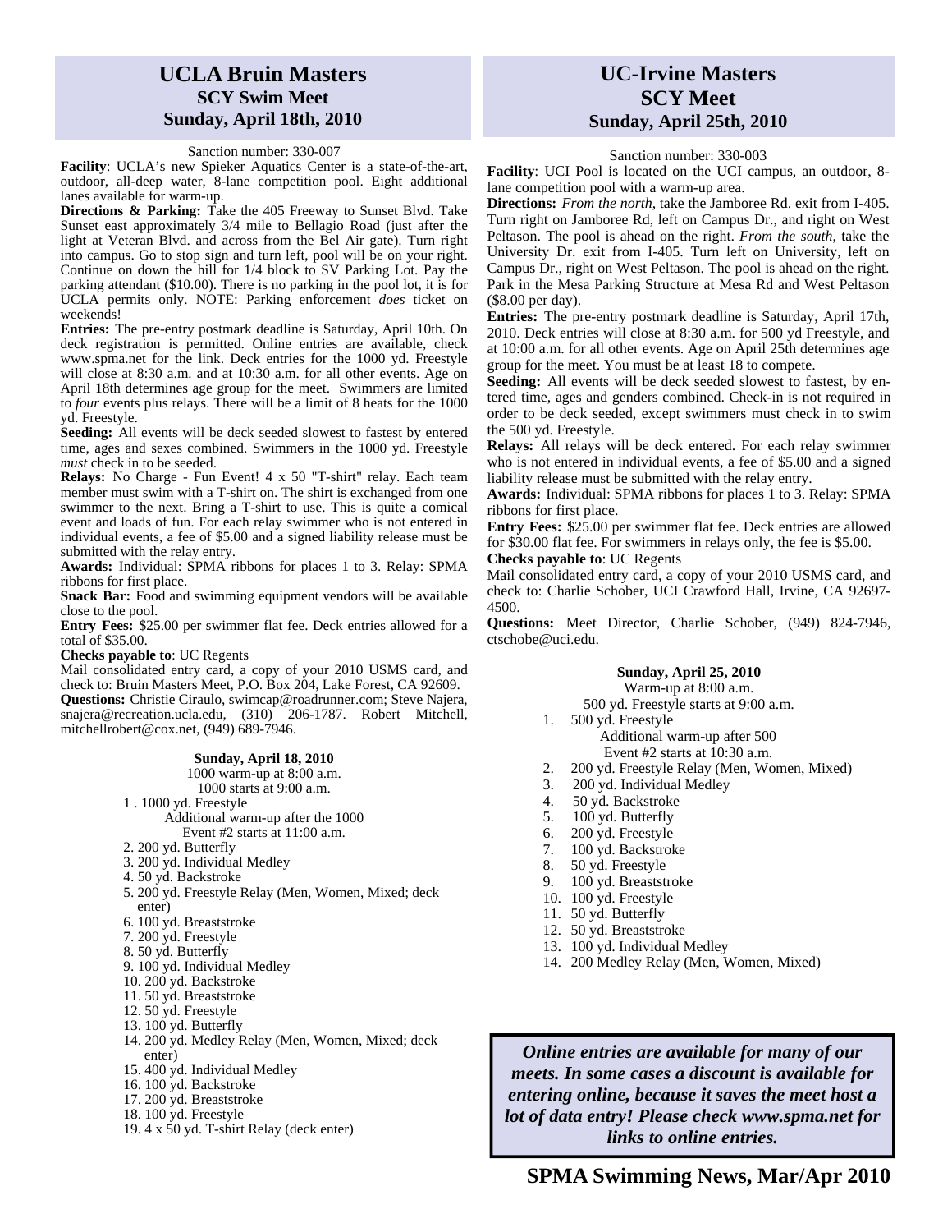# UCLA Bruin Masters
## SCY Swim Meet
## Sunday, April 18th, 2010

Sanction number: 330-007

**Facility**: UCLA's new Spieker Aquatics Center is a state-of-the-art, outdoor, all-deep water, 8-lane competition pool. Eight additional lanes available for warm-up.

**Directions & Parking:** Take the 405 Freeway to Sunset Blvd. Take Sunset east approximately 3/4 mile to Bellagio Road (just after the light at Veteran Blvd. and across from the Bel Air gate). Turn right into campus. Go to stop sign and turn left, pool will be on your right. Continue on down the hill for 1/4 block to SV Parking Lot. Pay the parking attendant ($10.00). There is no parking in the pool lot, it is for UCLA permits only. NOTE: Parking enforcement *does* ticket on weekends!

**Entries:** The pre-entry postmark deadline is Saturday, April 10th. On deck registration is permitted. Online entries are available, check www.spma.net for the link. Deck entries for the 1000 yd. Freestyle will close at 8:30 a.m. and at 10:30 a.m. for all other events. Age on April 18th determines age group for the meet. Swimmers are limited to *four* events plus relays. There will be a limit of 8 heats for the 1000 yd. Freestyle.

**Seeding:** All events will be deck seeded slowest to fastest by entered time, ages and sexes combined. Swimmers in the 1000 yd. Freestyle *must* check in to be seeded.

**Relays:** No Charge - Fun Event! 4 x 50 "T-shirt" relay. Each team member must swim with a T-shirt on. The shirt is exchanged from one swimmer to the next. Bring a T-shirt to use. This is quite a comical event and loads of fun. For each relay swimmer who is not entered in individual events, a fee of $5.00 and a signed liability release must be submitted with the relay entry.

**Awards:** Individual: SPMA ribbons for places 1 to 3. Relay: SPMA ribbons for first place.

**Snack Bar:** Food and swimming equipment vendors will be available close to the pool.

**Entry Fees:** $25.00 per swimmer flat fee. Deck entries allowed for a total of $35.00.

**Checks payable to**: UC Regents

Mail consolidated entry card, a copy of your 2010 USMS card, and check to: Bruin Masters Meet, P.O. Box 204, Lake Forest, CA 92609.

**Questions:** Christie Ciraulo, swimcap@roadrunner.com; Steve Najera, snajera@recreation.ucla.edu, (310) 206-1787. Robert Mitchell, mitchellrobert@cox.net, (949) 689-7946.

**Sunday, April 18, 2010**

1000 warm-up at 8:00 a.m.
1000 starts at 9:00 a.m.

1. 1000 yd. Freestyle
   Additional warm-up after the 1000
   Event #2 starts at 11:00 a.m.
2. 200 yd. Butterfly
3. 200 yd. Individual Medley
4. 50 yd. Backstroke
5. 200 yd. Freestyle Relay (Men, Women, Mixed; deck enter)
6. 100 yd. Breaststroke
7. 200 yd. Freestyle
8. 50 yd. Butterfly
9. 100 yd. Individual Medley
10. 200 yd. Backstroke
11. 50 yd. Breaststroke
12. 50 yd. Freestyle
13. 100 yd. Butterfly
14. 200 yd. Medley Relay (Men, Women, Mixed; deck enter)
15. 400 yd. Individual Medley
16. 100 yd. Backstroke
17. 200 yd. Breaststroke
18. 100 yd. Freestyle
19. 4 x 50 yd. T-shirt Relay (deck enter)

# UC-Irvine Masters
## SCY Meet
## Sunday, April 25th, 2010

Sanction number: 330-003

**Facility**: UCI Pool is located on the UCI campus, an outdoor, 8-lane competition pool with a warm-up area.

**Directions:** *From the north*, take the Jamboree Rd. exit from I-405. Turn right on Jamboree Rd, left on Campus Dr., and right on West Peltason. The pool is ahead on the right. *From the south*, take the University Dr. exit from I-405. Turn left on University, left on Campus Dr., right on West Peltason. The pool is ahead on the right. Park in the Mesa Parking Structure at Mesa Rd and West Peltason ($8.00 per day).

**Entries:** The pre-entry postmark deadline is Saturday, April 17th, 2010. Deck entries will close at 8:30 a.m. for 500 yd Freestyle, and at 10:00 a.m. for all other events. Age on April 25th determines age group for the meet. You must be at least 18 to compete.

**Seeding:** All events will be deck seeded slowest to fastest, by entered time, ages and genders combined. Check-in is not required in order to be deck seeded, except swimmers must check in to swim the 500 yd. Freestyle.

**Relays:** All relays will be deck entered. For each relay swimmer who is not entered in individual events, a fee of $5.00 and a signed liability release must be submitted with the relay entry.

**Awards:** Individual: SPMA ribbons for places 1 to 3. Relay: SPMA ribbons for first place.

**Entry Fees:** $25.00 per swimmer flat fee. Deck entries are allowed for $30.00 flat fee. For swimmers in relays only, the fee is $5.00.

**Checks payable to**: UC Regents

Mail consolidated entry card, a copy of your 2010 USMS card, and check to: Charlie Schober, UCI Crawford Hall, Irvine, CA 92697-4500.

**Questions:** Meet Director, Charlie Schober, (949) 824-7946, ctschobe@uci.edu.

**Sunday, April 25, 2010**

Warm-up at 8:00 a.m.
500 yd. Freestyle starts at 9:00 a.m.

1. 500 yd. Freestyle
   Additional warm-up after 500
   Event #2 starts at 10:30 a.m.
2. 200 yd. Freestyle Relay (Men, Women, Mixed)
3. 200 yd. Individual Medley
4. 50 yd. Backstroke
5. 100 yd. Butterfly
6. 200 yd. Freestyle
7. 100 yd. Backstroke
8. 50 yd. Freestyle
9. 100 yd. Breaststroke
10. 100 yd. Freestyle
11. 50 yd. Butterfly
12. 50 yd. Breaststroke
13. 100 yd. Individual Medley
14. 200 Medley Relay (Men, Women, Mixed)

***Online entries are available for many of our meets. In some cases a discount is available for entering online, because it saves the meet host a lot of data entry! Please check www.spma.net for links to online entries.***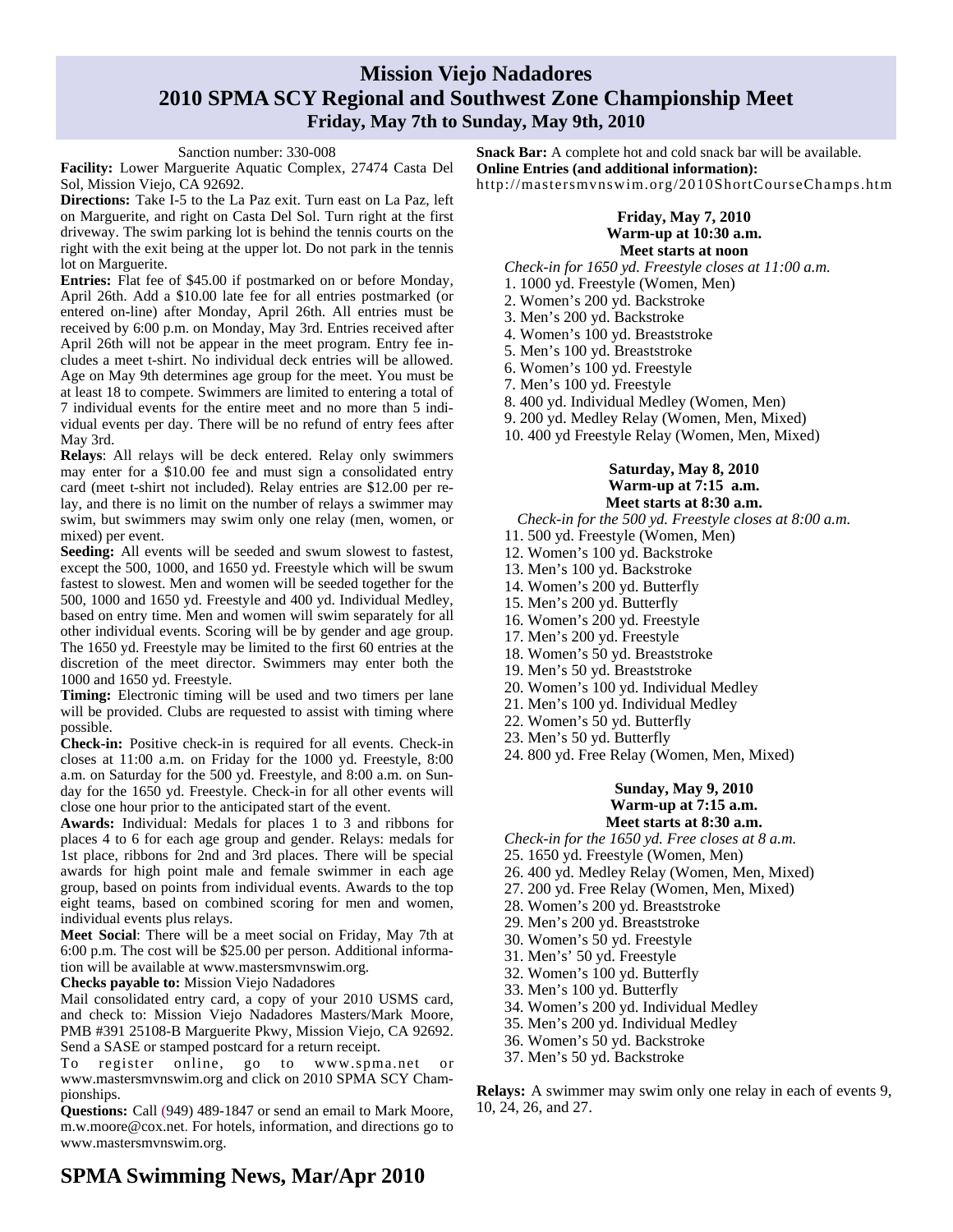# Mission Viejo Nadadores
## 2010 SPMA SCY Regional and Southwest Zone Championship Meet
### Friday, May 7th to Sunday, May 9th, 2010

Sanction number: 330-008

**Facility:** Lower Marguerite Aquatic Complex, 27474 Casta Del Sol, Mission Viejo, CA 92692.

**Directions:** Take I-5 to the La Paz exit. Turn east on La Paz, left on Marguerite, and right on Casta Del Sol. Turn right at the first driveway. The swim parking lot is behind the tennis courts on the right with the exit being at the upper lot. Do not park in the tennis lot on Marguerite.

**Entries:** Flat fee of $45.00 if postmarked on or before Monday, April 26th. Add a $10.00 late fee for all entries postmarked (or entered on-line) after Monday, April 26th. All entries must be received by 6:00 p.m. on Monday, May 3rd. Entries received after April 26th will not be appear in the meet program. Entry fee includes a meet t-shirt. No individual deck entries will be allowed. Age on May 9th determines age group for the meet. You must be at least 18 to compete. Swimmers are limited to entering a total of 7 individual events for the entire meet and no more than 5 individual events per day. There will be no refund of entry fees after May 3rd.

**Relays**: All relays will be deck entered. Relay only swimmers may enter for a $10.00 fee and must sign a consolidated entry card (meet t-shirt not included). Relay entries are $12.00 per relay, and there is no limit on the number of relays a swimmer may swim, but swimmers may swim only one relay (men, women, or mixed) per event.

**Seeding:** All events will be seeded and swum slowest to fastest, except the 500, 1000, and 1650 yd. Freestyle which will be swum fastest to slowest. Men and women will be seeded together for the 500, 1000 and 1650 yd. Freestyle and 400 yd. Individual Medley, based on entry time. Men and women will swim separately for all other individual events. Scoring will be by gender and age group. The 1650 yd. Freestyle may be limited to the first 60 entries at the discretion of the meet director. Swimmers may enter both the 1000 and 1650 yd. Freestyle.

**Timing:** Electronic timing will be used and two timers per lane will be provided. Clubs are requested to assist with timing where possible.

**Check-in:** Positive check-in is required for all events. Check-in closes at 11:00 a.m. on Friday for the 1000 yd. Freestyle, 8:00 a.m. on Saturday for the 500 yd. Freestyle, and 8:00 a.m. on Sunday for the 1650 yd. Freestyle. Check-in for all other events will close one hour prior to the anticipated start of the event.

**Awards:** Individual: Medals for places 1 to 3 and ribbons for places 4 to 6 for each age group and gender. Relays: medals for 1st place, ribbons for 2nd and 3rd places. There will be special awards for high point male and female swimmer in each age group, based on points from individual events. Awards to the top eight teams, based on combined scoring for men and women, individual events plus relays.

**Meet Social**: There will be a meet social on Friday, May 7th at 6:00 p.m. The cost will be $25.00 per person. Additional information will be available at www.mastersmvnswim.org.

**Checks payable to:** Mission Viejo Nadadores

Mail consolidated entry card, a copy of your 2010 USMS card, and check to: Mission Viejo Nadadores Masters/Mark Moore, PMB #391 25108-B Marguerite Pkwy, Mission Viejo, CA 92692. Send a SASE or stamped postcard for a return receipt.

To register online, go to www.spma.net or www.mastersmvnswim.org and click on 2010 SPMA SCY Championships.

**Questions:** Call (949) 489-1847 or send an email to Mark Moore, m.w.moore@cox.net. For hotels, information, and directions go to www.mastersmvnswim.org.

**Snack Bar:** A complete hot and cold snack bar will be available.

**Online Entries (and additional information):**
http://mastersmvnswim.org/2010ShortCourseChamps.htm

**Friday, May 7, 2010**
**Warm-up at 10:30 a.m.**
**Meet starts at noon**

*Check-in for 1650 yd. Freestyle closes at 11:00 a.m.*

1. 1000 yd. Freestyle (Women, Men)
2. Women's 200 yd. Backstroke
3. Men's 200 yd. Backstroke
4. Women's 100 yd. Breaststroke
5. Men's 100 yd. Breaststroke
6. Women's 100 yd. Freestyle
7. Men's 100 yd. Freestyle
8. 400 yd. Individual Medley (Women, Men)
9. 200 yd. Medley Relay (Women, Men, Mixed)
10. 400 yd Freestyle Relay (Women, Men, Mixed)

**Saturday, May 8, 2010**
**Warm-up at 7:15 a.m.**
**Meet starts at 8:30 a.m.**

*Check-in for the 500 yd. Freestyle closes at 8:00 a.m.*

11. 500 yd. Freestyle (Women, Men)
12. Women's 100 yd. Backstroke
13. Men's 100 yd. Backstroke
14. Women's 200 yd. Butterfly
15. Men's 200 yd. Butterfly
16. Women's 200 yd. Freestyle
17. Men's 200 yd. Freestyle
18. Women's 50 yd. Breaststroke
19. Men's 50 yd. Breaststroke
20. Women's 100 yd. Individual Medley
21. Men's 100 yd. Individual Medley
22. Women's 50 yd. Butterfly
23. Men's 50 yd. Butterfly
24. 800 yd. Free Relay (Women, Men, Mixed)

**Sunday, May 9, 2010**
**Warm-up at 7:15 a.m.**
**Meet starts at 8:30 a.m.**

*Check-in for the 1650 yd. Free closes at 8 a.m.*

25. 1650 yd. Freestyle (Women, Men)
26. 400 yd. Medley Relay (Women, Men, Mixed)
27. 200 yd. Free Relay (Women, Men, Mixed)
28. Women's 200 yd. Breaststroke
29. Men's 200 yd. Breaststroke
30. Women's 50 yd. Freestyle
31. Men's' 50 yd. Freestyle
32. Women's 100 yd. Butterfly
33. Men's 100 yd. Butterfly
34. Women's 200 yd. Individual Medley
35. Men's 200 yd. Individual Medley
36. Women's 50 yd. Backstroke
37. Men's 50 yd. Backstroke

**Relays:** A swimmer may swim only one relay in each of events 9, 10, 24, 26, and 27.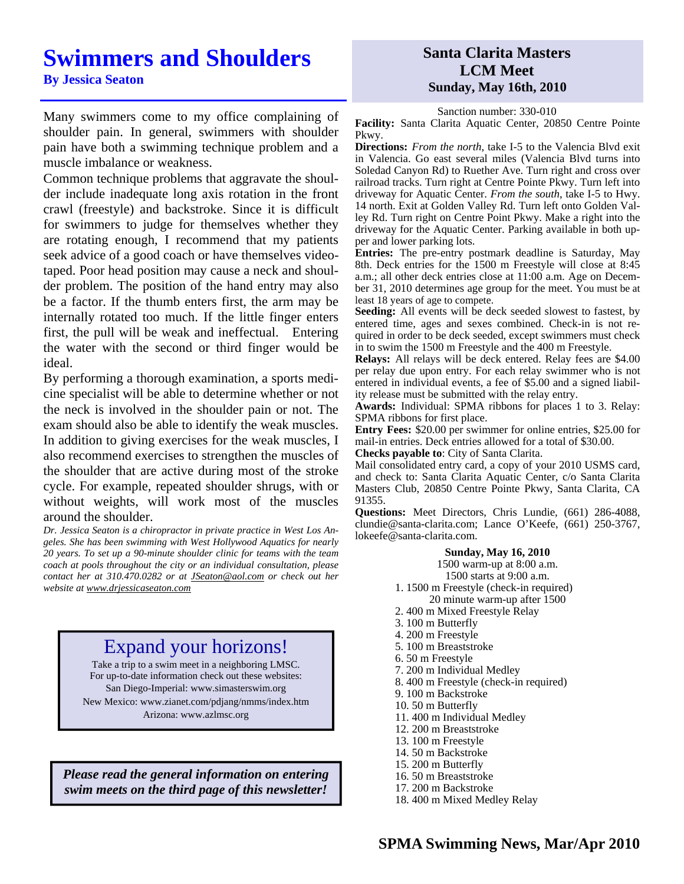# Swimmers and Shoulders

**By Jessica Seaton**

Many swimmers come to my office complaining of shoulder pain. In general, swimmers with shoulder pain have both a swimming technique problem and a muscle imbalance or weakness.

Common technique problems that aggravate the shoulder include inadequate long axis rotation in the front crawl (freestyle) and backstroke. Since it is difficult for swimmers to judge for themselves whether they are rotating enough, I recommend that my patients seek advice of a good coach or have themselves videotaped. Poor head position may cause a neck and shoulder problem. The position of the hand entry may also be a factor. If the thumb enters first, the arm may be internally rotated too much. If the little finger enters first, the pull will be weak and ineffectual. Entering the water with the second or third finger would be ideal.

By performing a thorough examination, a sports medicine specialist will be able to determine whether or not the neck is involved in the shoulder pain or not. The exam should also be able to identify the weak muscles. In addition to giving exercises for the weak muscles, I also recommend exercises to strengthen the muscles of the shoulder that are active during most of the stroke cycle. For example, repeated shoulder shrugs, with or without weights, will work most of the muscles around the shoulder.

*Dr. Jessica Seaton is a chiropractor in private practice in West Los Angeles. She has been swimming with West Hollywood Aquatics for nearly 20 years. To set up a 90-minute shoulder clinic for teams with the team coach at pools throughout the city or an individual consultation, please contact her at 310.470.0282 or at JSeaton@aol.com or check out her website at www.drjessicaseaton.com*

## Expand your horizons!

Take a trip to a swim meet in a neighboring LMSC.
For up-to-date information check out these websites:
San Diego-Imperial: www.simasterswim.org
New Mexico: www.zianet.com/pdjang/nmms/index.htm
Arizona: www.azlmsc.org

***Please read the general information on entering swim meets on the third page of this newsletter!***

## Santa Clarita Masters LCM Meet
### Sunday, May 16th, 2010

Sanction number: 330-010

**Facility:** Santa Clarita Aquatic Center, 20850 Centre Pointe Pkwy.

**Directions:** *From the north*, take I-5 to the Valencia Blvd exit in Valencia. Go east several miles (Valencia Blvd turns into Soledad Canyon Rd) to Ruether Ave. Turn right and cross over railroad tracks. Turn right at Centre Pointe Pkwy. Turn left into driveway for Aquatic Center. *From the south*, take I-5 to Hwy. 14 north. Exit at Golden Valley Rd. Turn left onto Golden Valley Rd. Turn right on Centre Point Pkwy. Make a right into the driveway for the Aquatic Center. Parking available in both upper and lower parking lots.

**Entries:** The pre-entry postmark deadline is Saturday, May 8th. Deck entries for the 1500 m Freestyle will close at 8:45 a.m.; all other deck entries close at 11:00 a.m. Age on December 31, 2010 determines age group for the meet. You must be at least 18 years of age to compete.

**Seeding:** All events will be deck seeded slowest to fastest, by entered time, ages and sexes combined. Check-in is not required in order to be deck seeded, except swimmers must check in to swim the 1500 m Freestyle and the 400 m Freestyle.

**Relays:** All relays will be deck entered. Relay fees are $4.00 per relay due upon entry. For each relay swimmer who is not entered in individual events, a fee of $5.00 and a signed liability release must be submitted with the relay entry.

**Awards:** Individual: SPMA ribbons for places 1 to 3. Relay: SPMA ribbons for first place.

**Entry Fees:** $20.00 per swimmer for online entries, $25.00 for mail-in entries. Deck entries allowed for a total of $30.00.

**Checks payable to**: City of Santa Clarita.

Mail consolidated entry card, a copy of your 2010 USMS card, and check to: Santa Clarita Aquatic Center, c/o Santa Clarita Masters Club, 20850 Centre Pointe Pkwy, Santa Clarita, CA 91355.

**Questions:** Meet Directors, Chris Lundie, (661) 286-4088, clundie@santa-clarita.com; Lance O'Keefe, (661) 250-3767, lokeefe@santa-clarita.com.

**Sunday, May 16, 2010**

1500 warm-up at 8:00 a.m.
1500 starts at 9:00 a.m.

1. 1500 m Freestyle (check-in required)
   20 minute warm-up after 1500
2. 400 m Mixed Freestyle Relay
3. 100 m Butterfly
4. 200 m Freestyle
5. 100 m Breaststroke
6. 50 m Freestyle
7. 200 m Individual Medley
8. 400 m Freestyle (check-in required)
9. 100 m Backstroke
10. 50 m Butterfly
11. 400 m Individual Medley
12. 200 m Breaststroke
13. 100 m Freestyle
14. 50 m Backstroke
15. 200 m Butterfly
16. 50 m Breaststroke
17. 200 m Backstroke
18. 400 m Mixed Medley Relay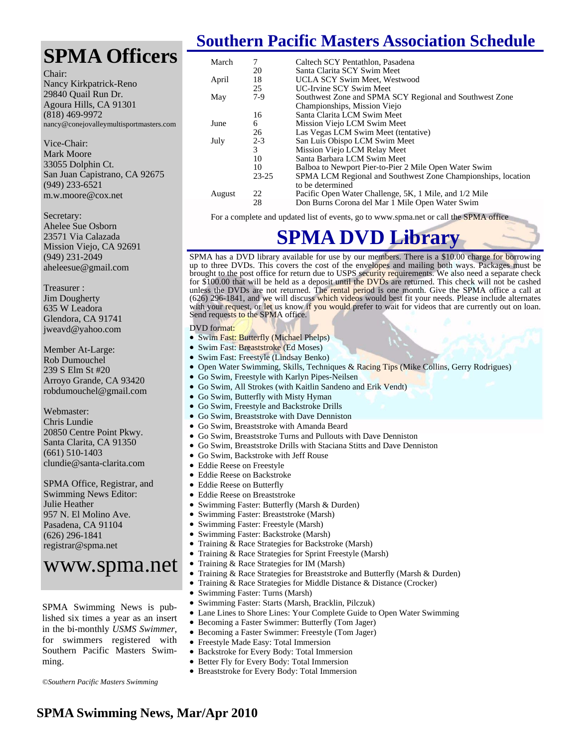# SPMA Officers

Chair:
Nancy Kirkpatrick-Reno
29840 Quail Run Dr.
Agoura Hills, CA 91301
(818) 469-9972
nancy@conejovalleymultisportmasters.com

Vice-Chair:
Mark Moore
33055 Dolphin Ct.
San Juan Capistrano, CA 92675
(949) 233-6521
m.w.moore@cox.net

Secretary:
Ahelee Sue Osborn
23571 Via Calazada
Mission Viejo, CA 92691
(949) 231-2049
aheleesue@gmail.com

Treasurer :
Jim Dougherty
635 W Leadora
Glendora, CA 91741
jweavd@yahoo.com

Member At-Large:
Rob Dumouchel
239 S Elm St #20
Arroyo Grande, CA 93420
robdumouchel@gmail.com

Webmaster:
Chris Lundie
20850 Centre Point Pkwy.
Santa Clarita, CA 91350
(661) 510-1403
clundie@santa-clarita.com

SPMA Office, Registrar, and Swimming News Editor:
Julie Heather
957 N. El Molino Ave.
Pasadena, CA 91104
(626) 296-1841
registrar@spma.net

# www.spma.net

SPMA Swimming News is published six times a year as an insert in the bi-monthly *USMS Swimmer*, for swimmers registered with Southern Pacific Masters Swimming.

*©Southern Pacific Masters Swimming*

# Southern Pacific Masters Association Schedule

| | | |
|---|---|---|
| March | 7 | Caltech SCY Pentathlon, Pasadena |
| | 20 | Santa Clarita SCY Swim Meet |
| April | 18 | UCLA SCY Swim Meet, Westwood |
| | 25 | UC-Irvine SCY Swim Meet |
| May | 7-9 | Southwest Zone and SPMA SCY Regional and Southwest Zone Championships, Mission Viejo |
| | 16 | Santa Clarita LCM Swim Meet |
| June | 6 | Mission Viejo LCM Swim Meet |
| | 26 | Las Vegas LCM Swim Meet (tentative) |
| July | 2-3 | San Luis Obispo LCM Swim Meet |
| | 3 | Mission Viejo LCM Relay Meet |
| | 10 | Santa Barbara LCM Swim Meet |
| | 10 | Balboa to Newport Pier-to-Pier 2 Mile Open Water Swim |
| | 23-25 | SPMA LCM Regional and Southwest Zone Championships, location to be determined |
| August | 22 | Pacific Open Water Challenge, 5K, 1 Mile, and 1/2 Mile |
| | 28 | Don Burns Corona del Mar 1 Mile Open Water Swim |

For a complete and updated list of events, go to www.spma.net or call the SPMA office

# SPMA DVD Library

SPMA has a DVD library available for use by our members. There is a $10.00 charge for borrowing up to three DVDs. This covers the cost of the envelopes and mailing both ways. Packages must be brought to the post office for return due to USPS security requirements. We also need a separate check for $100.00 that will be held as a deposit until the DVDs are returned. This check will not be cashed unless the DVDs are not returned. The rental period is one month. Give the SPMA office a call at (626) 296-1841, and we will discuss which videos would best fit your needs. Please include alternates with your request, or let us know if you would prefer to wait for videos that are currently out on loan. Send requests to the SPMA office.

DVD format:

- Swim Fast: Butterfly (Michael Phelps)
- Swim Fast: Breaststroke (Ed Moses)
- Swim Fast: Freestyle (Lindsay Benko)
- Open Water Swimming, Skills, Techniques & Racing Tips (Mike Collins, Gerry Rodrigues)
- Go Swim, Freestyle with Karlyn Pipes-Neilsen
- Go Swim, All Strokes (with Kaitlin Sandeno and Erik Vendt)
- Go Swim, Butterfly with Misty Hyman
- Go Swim, Freestyle and Backstroke Drills
- Go Swim, Breaststroke with Dave Denniston
- Go Swim, Breaststroke with Amanda Beard
- Go Swim, Breaststroke Turns and Pullouts with Dave Denniston
- Go Swim, Breaststroke Drills with Staciana Stitts and Dave Denniston
- Go Swim, Backstroke with Jeff Rouse
- Eddie Reese on Freestyle
- Eddie Reese on Backstroke
- Eddie Reese on Butterfly
- Eddie Reese on Breaststroke
- Swimming Faster: Butterfly (Marsh & Durden)
- Swimming Faster: Breaststroke (Marsh)
- Swimming Faster: Freestyle (Marsh)
- Swimming Faster: Backstroke (Marsh)
- Training & Race Strategies for Backstroke (Marsh)
- Training & Race Strategies for Sprint Freestyle (Marsh)
- Training & Race Strategies for IM (Marsh)
- Training & Race Strategies for Breaststroke and Butterfly (Marsh & Durden)
- Training & Race Strategies for Middle Distance & Distance (Crocker)
- Swimming Faster: Turns (Marsh)
- Swimming Faster: Starts (Marsh, Bracklin, Pilczuk)
- Lane Lines to Shore Lines: Your Complete Guide to Open Water Swimming
- Becoming a Faster Swimmer: Butterfly (Tom Jager)
- Becoming a Faster Swimmer: Freestyle (Tom Jager)
- Freestyle Made Easy: Total Immersion
- Backstroke for Every Body: Total Immersion
- Better Fly for Every Body: Total Immersion
- Breaststroke for Every Body: Total Immersion

**SPMA Swimming News, Mar/Apr 2010**